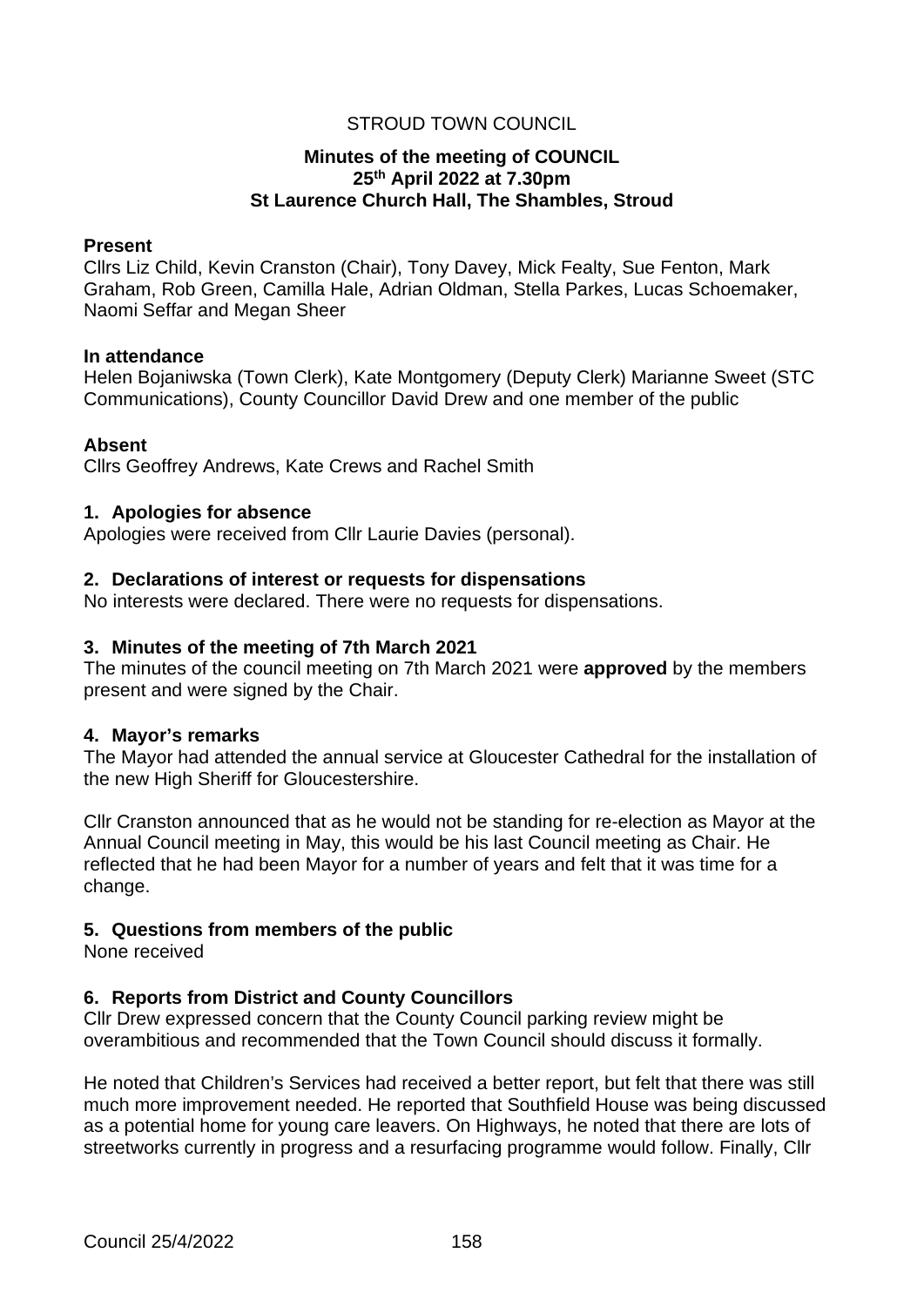STROUD TOWN COUNCIL

**Minutes of the meeting of COUNCIL**
**25th April 2022 at 7.30pm**
**St Laurence Church Hall, The Shambles, Stroud**

**Present**
Cllrs Liz Child, Kevin Cranston (Chair), Tony Davey, Mick Fealty, Sue Fenton, Mark Graham, Rob Green, Camilla Hale, Adrian Oldman, Stella Parkes, Lucas Schoemaker, Naomi Seffar and Megan Sheer

**In attendance**
Helen Bojaniwska (Town Clerk), Kate Montgomery (Deputy Clerk) Marianne Sweet (STC Communications), County Councillor David Drew and one member of the public

**Absent**
Cllrs Geoffrey Andrews, Kate Crews and Rachel Smith

**1. Apologies for absence**
Apologies were received from Cllr Laurie Davies (personal).

**2. Declarations of interest or requests for dispensations**
No interests were declared. There were no requests for dispensations.

**3. Minutes of the meeting of 7th March 2021**
The minutes of the council meeting on 7th March 2021 were **approved** by the members present and were signed by the Chair.

**4. Mayor's remarks**
The Mayor had attended the annual service at Gloucester Cathedral for the installation of the new High Sheriff for Gloucestershire.

Cllr Cranston announced that as he would not be standing for re-election as Mayor at the Annual Council meeting in May, this would be his last Council meeting as Chair. He reflected that he had been Mayor for a number of years and felt that it was time for a change.

**5. Questions from members of the public**
None received

**6. Reports from District and County Councillors**
Cllr Drew expressed concern that the County Council parking review might be overambitious and recommended that the Town Council should discuss it formally.

He noted that Children's Services had received a better report, but felt that there was still much more improvement needed. He reported that Southfield House was being discussed as a potential home for young care leavers. On Highways, he noted that there are lots of streetworks currently in progress and a resurfacing programme would follow. Finally, Cllr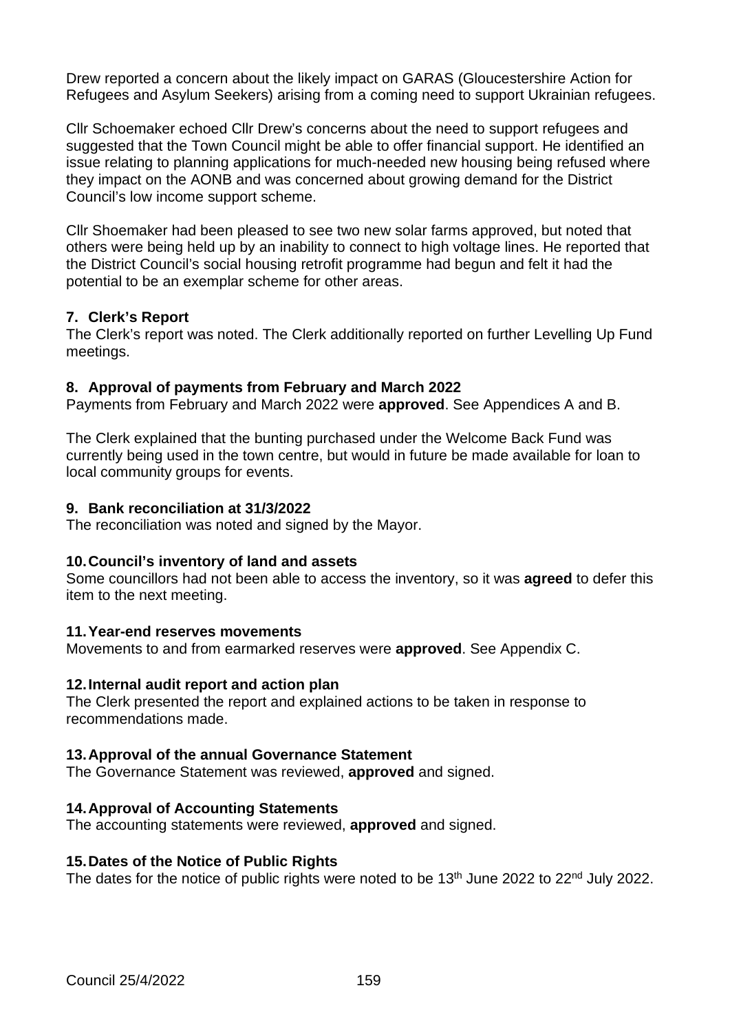Drew reported a concern about the likely impact on GARAS (Gloucestershire Action for Refugees and Asylum Seekers) arising from a coming need to support Ukrainian refugees.

Cllr Schoemaker echoed Cllr Drew's concerns about the need to support refugees and suggested that the Town Council might be able to offer financial support. He identified an issue relating to planning applications for much-needed new housing being refused where they impact on the AONB and was concerned about growing demand for the District Council's low income support scheme.

Cllr Shoemaker had been pleased to see two new solar farms approved, but noted that others were being held up by an inability to connect to high voltage lines. He reported that the District Council's social housing retrofit programme had begun and felt it had the potential to be an exemplar scheme for other areas.

**7. Clerk's Report**

The Clerk's report was noted. The Clerk additionally reported on further Levelling Up Fund meetings.

**8. Approval of payments from February and March 2022**

Payments from February and March 2022 were **approved**. See Appendices A and B.

The Clerk explained that the bunting purchased under the Welcome Back Fund was currently being used in the town centre, but would in future be made available for loan to local community groups for events.

**9. Bank reconciliation at 31/3/2022**

The reconciliation was noted and signed by the Mayor.

**10. Council's inventory of land and assets**

Some councillors had not been able to access the inventory, so it was **agreed** to defer this item to the next meeting.

**11. Year-end reserves movements**

Movements to and from earmarked reserves were **approved**. See Appendix C.

**12. Internal audit report and action plan**

The Clerk presented the report and explained actions to be taken in response to recommendations made.

**13. Approval of the annual Governance Statement**

The Governance Statement was reviewed, **approved** and signed.

**14. Approval of Accounting Statements**

The accounting statements were reviewed, **approved** and signed.

**15. Dates of the Notice of Public Rights**

The dates for the notice of public rights were noted to be 13th June 2022 to 22nd July 2022.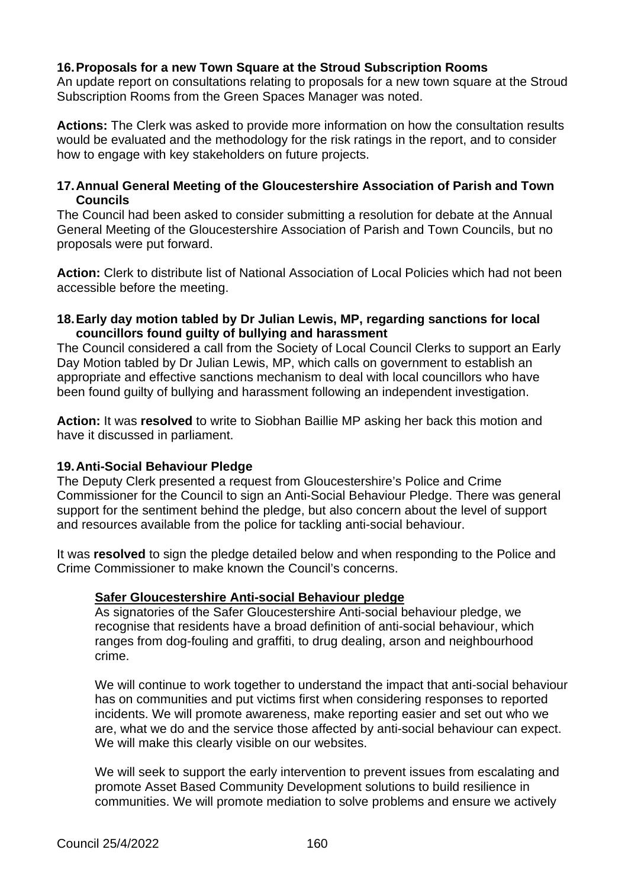## 16. Proposals for a new Town Square at the Stroud Subscription Rooms

An update report on consultations relating to proposals for a new town square at the Stroud Subscription Rooms from the Green Spaces Manager was noted.

**Actions:** The Clerk was asked to provide more information on how the consultation results would be evaluated and the methodology for the risk ratings in the report, and to consider how to engage with key stakeholders on future projects.

## 17. Annual General Meeting of the Gloucestershire Association of Parish and Town Councils

The Council had been asked to consider submitting a resolution for debate at the Annual General Meeting of the Gloucestershire Association of Parish and Town Councils, but no proposals were put forward.

**Action:** Clerk to distribute list of National Association of Local Policies which had not been accessible before the meeting.

## 18. Early day motion tabled by Dr Julian Lewis, MP, regarding sanctions for local councillors found guilty of bullying and harassment

The Council considered a call from the Society of Local Council Clerks to support an Early Day Motion tabled by Dr Julian Lewis, MP, which calls on government to establish an appropriate and effective sanctions mechanism to deal with local councillors who have been found guilty of bullying and harassment following an independent investigation.

**Action:** It was **resolved** to write to Siobhan Baillie MP asking her back this motion and have it discussed in parliament.

## 19. Anti-Social Behaviour Pledge

The Deputy Clerk presented a request from Gloucestershire's Police and Crime Commissioner for the Council to sign an Anti-Social Behaviour Pledge. There was general support for the sentiment behind the pledge, but also concern about the level of support and resources available from the police for tackling anti-social behaviour.

It was **resolved** to sign the pledge detailed below and when responding to the Police and Crime Commissioner to make known the Council's concerns.

> **Safer Gloucestershire Anti-social Behaviour pledge**
>
> As signatories of the Safer Gloucestershire Anti-social behaviour pledge, we recognise that residents have a broad definition of anti-social behaviour, which ranges from dog-fouling and graffiti, to drug dealing, arson and neighbourhood crime.
>
> We will continue to work together to understand the impact that anti-social behaviour has on communities and put victims first when considering responses to reported incidents. We will promote awareness, make reporting easier and set out who we are, what we do and the service those affected by anti-social behaviour can expect. We will make this clearly visible on our websites.
>
> We will seek to support the early intervention to prevent issues from escalating and promote Asset Based Community Development solutions to build resilience in communities. We will promote mediation to solve problems and ensure we actively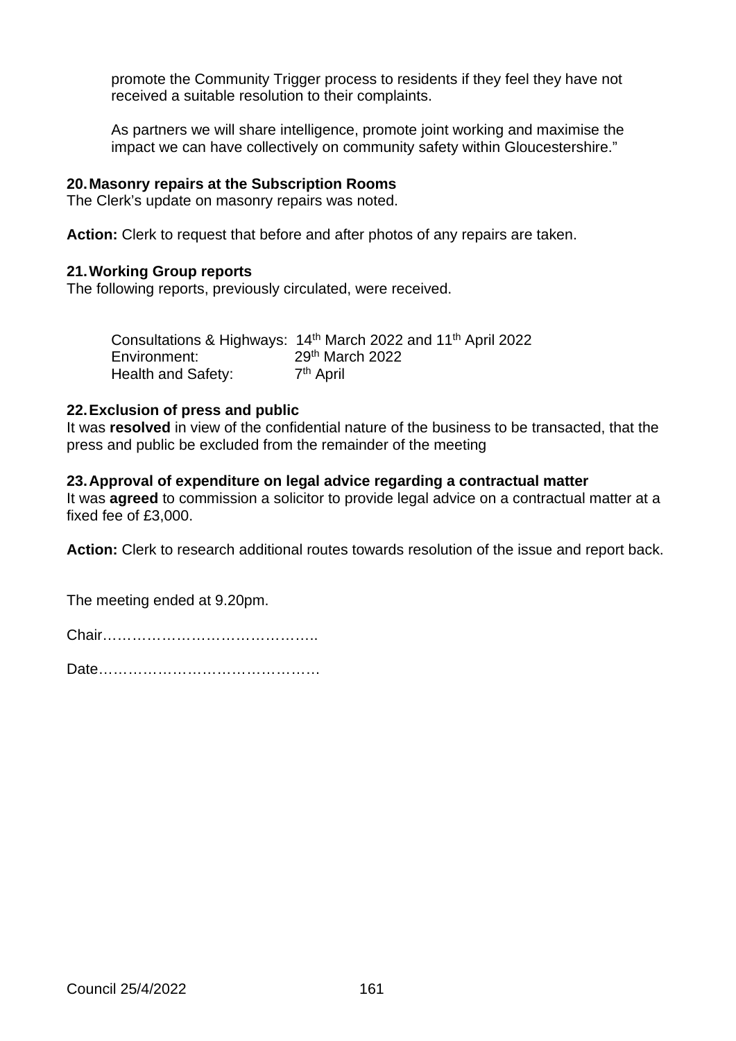promote the Community Trigger process to residents if they feel they have not received a suitable resolution to their complaints.

As partners we will share intelligence, promote joint working and maximise the impact we can have collectively on community safety within Gloucestershire."

**20. Masonry repairs at the Subscription Rooms**

The Clerk's update on masonry repairs was noted.

**Action:** Clerk to request that before and after photos of any repairs are taken.

**21. Working Group reports**

The following reports, previously circulated, were received.

| | |
|---|---|
| Consultations & Highways: | 14th March 2022 and 11th April 2022 |
| Environment: | 29th March 2022 |
| Health and Safety: | 7th April |

**22. Exclusion of press and public**

It was **resolved** in view of the confidential nature of the business to be transacted, that the press and public be excluded from the remainder of the meeting

**23. Approval of expenditure on legal advice regarding a contractual matter**

It was **agreed** to commission a solicitor to provide legal advice on a contractual matter at a fixed fee of £3,000.

**Action:** Clerk to research additional routes towards resolution of the issue and report back.

The meeting ended at 9.20pm.

Chair……………………………………..

Date………………………………………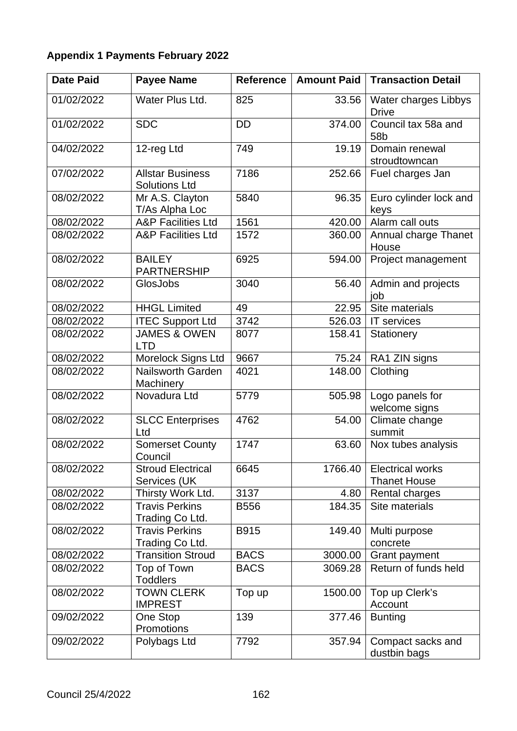**Appendix 1 Payments February 2022**

| Date Paid | Payee Name | Reference | Amount Paid | Transaction Detail |
|---|---|---|---|---|
| 01/02/2022 | Water Plus Ltd. | 825 | 33.56 | Water charges Libbys Drive |
| 01/02/2022 | SDC | DD | 374.00 | Council tax 58a and 58b |
| 04/02/2022 | 12-reg Ltd | 749 | 19.19 | Domain renewal stroudtowncan |
| 07/02/2022 | Allstar Business Solutions Ltd | 7186 | 252.66 | Fuel charges Jan |
| 08/02/2022 | Mr A.S. Clayton T/As Alpha Loc | 5840 | 96.35 | Euro cylinder lock and keys |
| 08/02/2022 | A&P Facilities Ltd | 1561 | 420.00 | Alarm call outs |
| 08/02/2022 | A&P Facilities Ltd | 1572 | 360.00 | Annual charge Thanet House |
| 08/02/2022 | BAILEY PARTNERSHIP | 6925 | 594.00 | Project management |
| 08/02/2022 | GlosJobs | 3040 | 56.40 | Admin and projects job |
| 08/02/2022 | HHGL Limited | 49 | 22.95 | Site materials |
| 08/02/2022 | ITEC Support Ltd | 3742 | 526.03 | IT services |
| 08/02/2022 | JAMES & OWEN LTD | 8077 | 158.41 | Stationery |
| 08/02/2022 | Morelock Signs Ltd | 9667 | 75.24 | RA1 ZIN signs |
| 08/02/2022 | Nailsworth Garden Machinery | 4021 | 148.00 | Clothing |
| 08/02/2022 | Novadura Ltd | 5779 | 505.98 | Logo panels for welcome signs |
| 08/02/2022 | SLCC Enterprises Ltd | 4762 | 54.00 | Climate change summit |
| 08/02/2022 | Somerset County Council | 1747 | 63.60 | Nox tubes analysis |
| 08/02/2022 | Stroud Electrical Services (UK | 6645 | 1766.40 | Electrical works Thanet House |
| 08/02/2022 | Thirsty Work Ltd. | 3137 | 4.80 | Rental charges |
| 08/02/2022 | Travis Perkins Trading Co Ltd. | B556 | 184.35 | Site materials |
| 08/02/2022 | Travis Perkins Trading Co Ltd. | B915 | 149.40 | Multi purpose concrete |
| 08/02/2022 | Transition Stroud | BACS | 3000.00 | Grant payment |
| 08/02/2022 | Top of Town Toddlers | BACS | 3069.28 | Return of funds held |
| 08/02/2022 | TOWN CLERK IMPREST | Top up | 1500.00 | Top up Clerk's Account |
| 09/02/2022 | One Stop Promotions | 139 | 377.46 | Bunting |
| 09/02/2022 | Polybags Ltd | 7792 | 357.94 | Compact sacks and dustbin bags |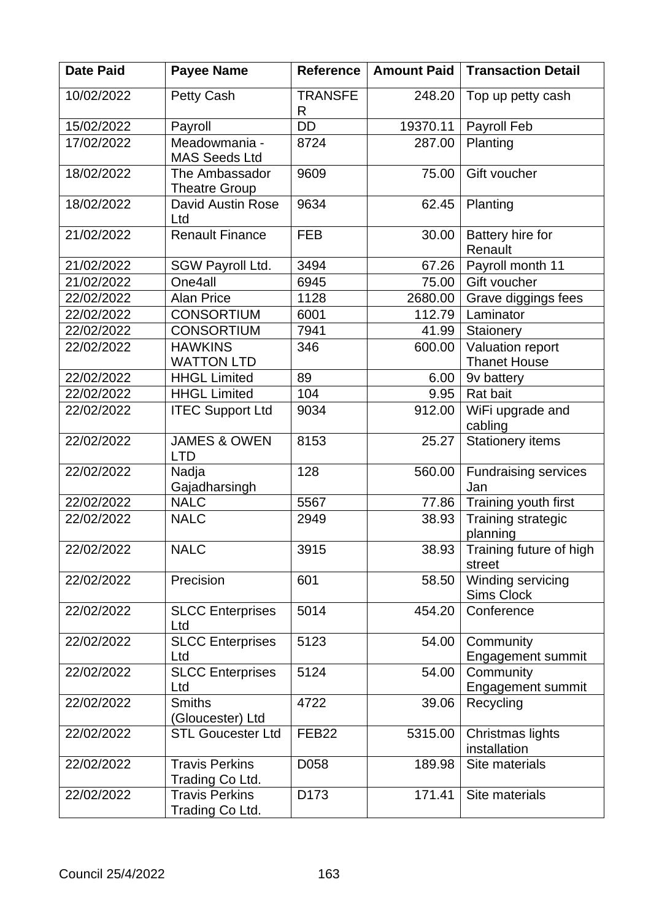| Date Paid | Payee Name | Reference | Amount Paid | Transaction Detail |
|---|---|---|---|---|
| 10/02/2022 | Petty Cash | TRANSFER | 248.20 | Top up petty cash |
| 15/02/2022 | Payroll | DD | 19370.11 | Payroll Feb |
| 17/02/2022 | Meadowmania - MAS Seeds Ltd | 8724 | 287.00 | Planting |
| 18/02/2022 | The Ambassador Theatre Group | 9609 | 75.00 | Gift voucher |
| 18/02/2022 | David Austin Rose Ltd | 9634 | 62.45 | Planting |
| 21/02/2022 | Renault Finance | FEB | 30.00 | Battery hire for Renault |
| 21/02/2022 | SGW Payroll Ltd. | 3494 | 67.26 | Payroll month 11 |
| 21/02/2022 | One4all | 6945 | 75.00 | Gift voucher |
| 22/02/2022 | Alan Price | 1128 | 2680.00 | Grave diggings fees |
| 22/02/2022 | CONSORTIUM | 6001 | 112.79 | Laminator |
| 22/02/2022 | CONSORTIUM | 7941 | 41.99 | Staionery |
| 22/02/2022 | HAWKINS WATTON LTD | 346 | 600.00 | Valuation report Thanet House |
| 22/02/2022 | HHGL Limited | 89 | 6.00 | 9v battery |
| 22/02/2022 | HHGL Limited | 104 | 9.95 | Rat bait |
| 22/02/2022 | ITEC Support Ltd | 9034 | 912.00 | WiFi upgrade and cabling |
| 22/02/2022 | JAMES & OWEN LTD | 8153 | 25.27 | Stationery items |
| 22/02/2022 | Nadja Gajadharsingh | 128 | 560.00 | Fundraising services Jan |
| 22/02/2022 | NALC | 5567 | 77.86 | Training youth first |
| 22/02/2022 | NALC | 2949 | 38.93 | Training strategic planning |
| 22/02/2022 | NALC | 3915 | 38.93 | Training future of high street |
| 22/02/2022 | Precision | 601 | 58.50 | Winding servicing Sims Clock |
| 22/02/2022 | SLCC Enterprises Ltd | 5014 | 454.20 | Conference |
| 22/02/2022 | SLCC Enterprises Ltd | 5123 | 54.00 | Community Engagement summit |
| 22/02/2022 | SLCC Enterprises Ltd | 5124 | 54.00 | Community Engagement summit |
| 22/02/2022 | Smiths (Gloucester) Ltd | 4722 | 39.06 | Recycling |
| 22/02/2022 | STL Goucester Ltd | FEB22 | 5315.00 | Christmas lights installation |
| 22/02/2022 | Travis Perkins Trading Co Ltd. | D058 | 189.98 | Site materials |
| 22/02/2022 | Travis Perkins Trading Co Ltd. | D173 | 171.41 | Site materials |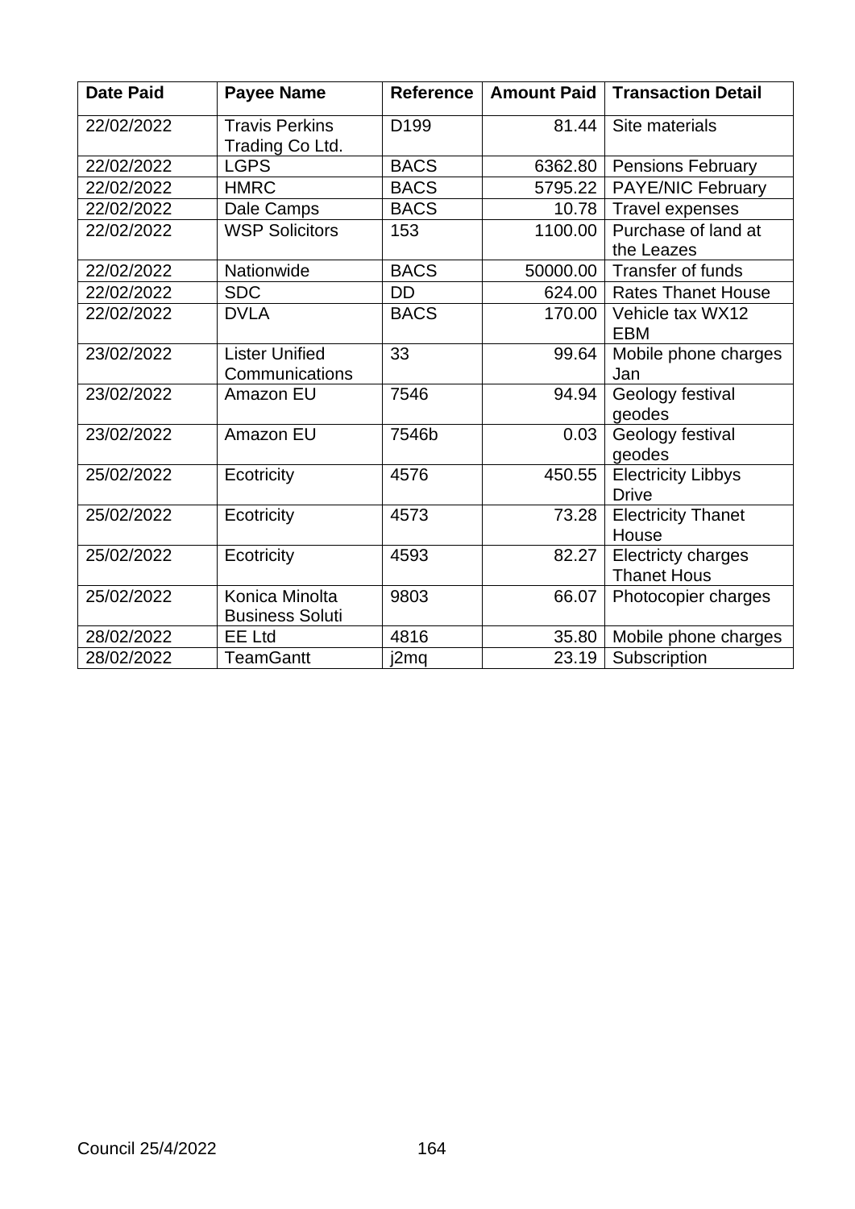| Date Paid | Payee Name | Reference | Amount Paid | Transaction Detail |
|---|---|---|---|---|
| 22/02/2022 | Travis Perkins Trading Co Ltd. | D199 | 81.44 | Site materials |
| 22/02/2022 | LGPS | BACS | 6362.80 | Pensions February |
| 22/02/2022 | HMRC | BACS | 5795.22 | PAYE/NIC February |
| 22/02/2022 | Dale Camps | BACS | 10.78 | Travel expenses |
| 22/02/2022 | WSP Solicitors | 153 | 1100.00 | Purchase of land at the Leazes |
| 22/02/2022 | Nationwide | BACS | 50000.00 | Transfer of funds |
| 22/02/2022 | SDC | DD | 624.00 | Rates Thanet House |
| 22/02/2022 | DVLA | BACS | 170.00 | Vehicle tax WX12 EBM |
| 23/02/2022 | Lister Unified Communications | 33 | 99.64 | Mobile phone charges Jan |
| 23/02/2022 | Amazon EU | 7546 | 94.94 | Geology festival geodes |
| 23/02/2022 | Amazon EU | 7546b | 0.03 | Geology festival geodes |
| 25/02/2022 | Ecotricity | 4576 | 450.55 | Electricity Libbys Drive |
| 25/02/2022 | Ecotricity | 4573 | 73.28 | Electricity Thanet House |
| 25/02/2022 | Ecotricity | 4593 | 82.27 | Electricty charges Thanet Hous |
| 25/02/2022 | Konica Minolta Business Soluti | 9803 | 66.07 | Photocopier charges |
| 28/02/2022 | EE Ltd | 4816 | 35.80 | Mobile phone charges |
| 28/02/2022 | TeamGantt | j2mq | 23.19 | Subscription |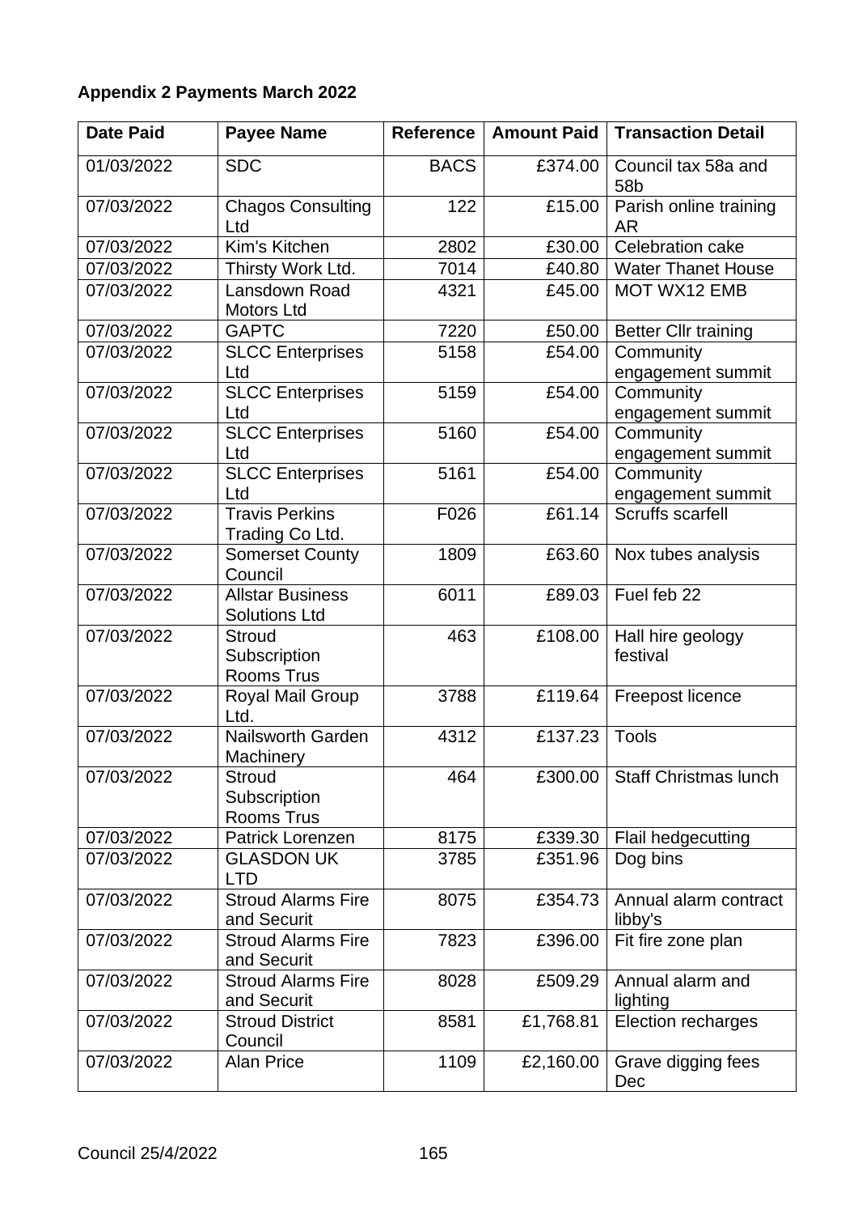**Appendix 2 Payments March 2022**

| Date Paid | Payee Name | Reference | Amount Paid | Transaction Detail |
|---|---|---|---|---|
| 01/03/2022 | SDC | BACS | £374.00 | Council tax 58a and 58b |
| 07/03/2022 | Chagos Consulting Ltd | 122 | £15.00 | Parish online training AR |
| 07/03/2022 | Kim's Kitchen | 2802 | £30.00 | Celebration cake |
| 07/03/2022 | Thirsty Work Ltd. | 7014 | £40.80 | Water Thanet House |
| 07/03/2022 | Lansdown Road Motors Ltd | 4321 | £45.00 | MOT WX12 EMB |
| 07/03/2022 | GAPTC | 7220 | £50.00 | Better Cllr training |
| 07/03/2022 | SLCC Enterprises Ltd | 5158 | £54.00 | Community engagement summit |
| 07/03/2022 | SLCC Enterprises Ltd | 5159 | £54.00 | Community engagement summit |
| 07/03/2022 | SLCC Enterprises Ltd | 5160 | £54.00 | Community engagement summit |
| 07/03/2022 | SLCC Enterprises Ltd | 5161 | £54.00 | Community engagement summit |
| 07/03/2022 | Travis Perkins Trading Co Ltd. | F026 | £61.14 | Scruffs scarfell |
| 07/03/2022 | Somerset County Council | 1809 | £63.60 | Nox tubes analysis |
| 07/03/2022 | Allstar Business Solutions Ltd | 6011 | £89.03 | Fuel feb 22 |
| 07/03/2022 | Stroud Subscription Rooms Trus | 463 | £108.00 | Hall hire geology festival |
| 07/03/2022 | Royal Mail Group Ltd. | 3788 | £119.64 | Freepost licence |
| 07/03/2022 | Nailsworth Garden Machinery | 4312 | £137.23 | Tools |
| 07/03/2022 | Stroud Subscription Rooms Trus | 464 | £300.00 | Staff Christmas lunch |
| 07/03/2022 | Patrick Lorenzen | 8175 | £339.30 | Flail hedgecutting |
| 07/03/2022 | GLASDON UK LTD | 3785 | £351.96 | Dog bins |
| 07/03/2022 | Stroud Alarms Fire and Securit | 8075 | £354.73 | Annual alarm contract libby's |
| 07/03/2022 | Stroud Alarms Fire and Securit | 7823 | £396.00 | Fit fire zone plan |
| 07/03/2022 | Stroud Alarms Fire and Securit | 8028 | £509.29 | Annual alarm and lighting |
| 07/03/2022 | Stroud District Council | 8581 | £1,768.81 | Election recharges |
| 07/03/2022 | Alan Price | 1109 | £2,160.00 | Grave digging fees Dec |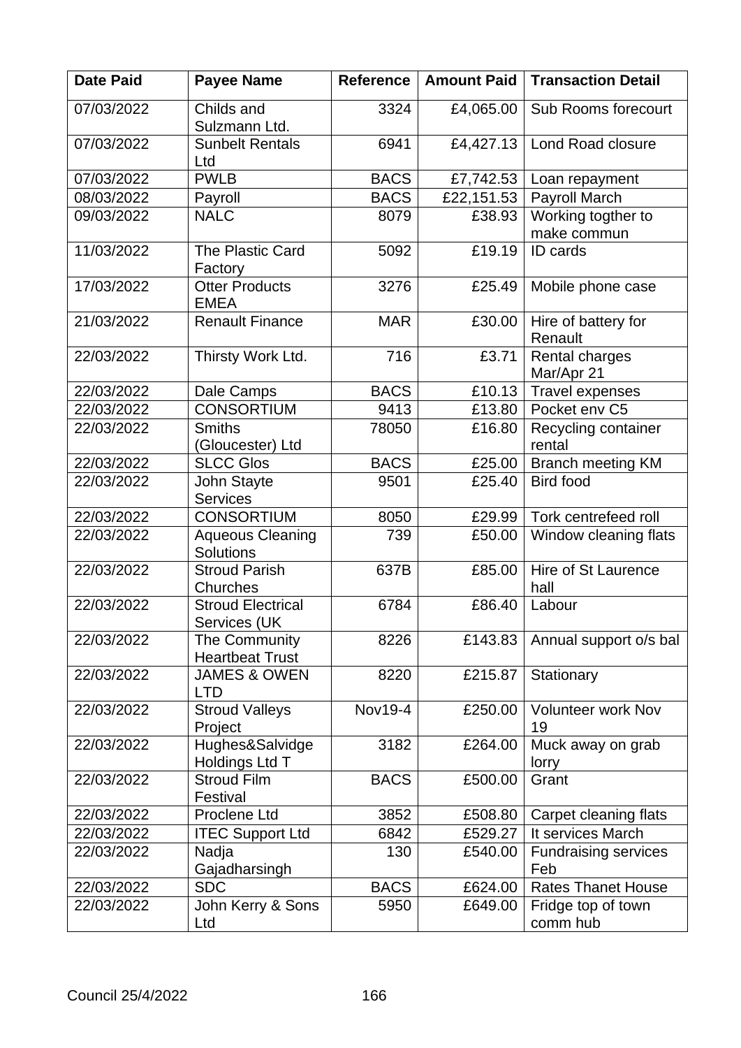| Date Paid | Payee Name | Reference | Amount Paid | Transaction Detail |
|---|---|---|---|---|
| 07/03/2022 | Childs and Sulzmann Ltd. | 3324 | £4,065.00 | Sub Rooms forecourt |
| 07/03/2022 | Sunbelt Rentals Ltd | 6941 | £4,427.13 | Lond Road closure |
| 07/03/2022 | PWLB | BACS | £7,742.53 | Loan repayment |
| 08/03/2022 | Payroll | BACS | £22,151.53 | Payroll March |
| 09/03/2022 | NALC | 8079 | £38.93 | Working togther to make commun |
| 11/03/2022 | The Plastic Card Factory | 5092 | £19.19 | ID cards |
| 17/03/2022 | Otter Products EMEA | 3276 | £25.49 | Mobile phone case |
| 21/03/2022 | Renault Finance | MAR | £30.00 | Hire of battery for Renault |
| 22/03/2022 | Thirsty Work Ltd. | 716 | £3.71 | Rental charges Mar/Apr 21 |
| 22/03/2022 | Dale Camps | BACS | £10.13 | Travel expenses |
| 22/03/2022 | CONSORTIUM | 9413 | £13.80 | Pocket env C5 |
| 22/03/2022 | Smiths (Gloucester) Ltd | 78050 | £16.80 | Recycling container rental |
| 22/03/2022 | SLCC Glos | BACS | £25.00 | Branch meeting KM |
| 22/03/2022 | John Stayte Services | 9501 | £25.40 | Bird food |
| 22/03/2022 | CONSORTIUM | 8050 | £29.99 | Tork centrefeed roll |
| 22/03/2022 | Aqueous Cleaning Solutions | 739 | £50.00 | Window cleaning flats |
| 22/03/2022 | Stroud Parish Churches | 637B | £85.00 | Hire of St Laurence hall |
| 22/03/2022 | Stroud Electrical Services (UK | 6784 | £86.40 | Labour |
| 22/03/2022 | The Community Heartbeat Trust | 8226 | £143.83 | Annual support o/s bal |
| 22/03/2022 | JAMES & OWEN LTD | 8220 | £215.87 | Stationary |
| 22/03/2022 | Stroud Valleys Project | Nov19-4 | £250.00 | Volunteer work Nov 19 |
| 22/03/2022 | Hughes&Salvidge Holdings Ltd T | 3182 | £264.00 | Muck away on grab lorry |
| 22/03/2022 | Stroud Film Festival | BACS | £500.00 | Grant |
| 22/03/2022 | Proclene Ltd | 3852 | £508.80 | Carpet cleaning flats |
| 22/03/2022 | ITEC Support Ltd | 6842 | £529.27 | It services March |
| 22/03/2022 | Nadja Gajadharsingh | 130 | £540.00 | Fundraising services Feb |
| 22/03/2022 | SDC | BACS | £624.00 | Rates Thanet House |
| 22/03/2022 | John Kerry & Sons Ltd | 5950 | £649.00 | Fridge top of town comm hub |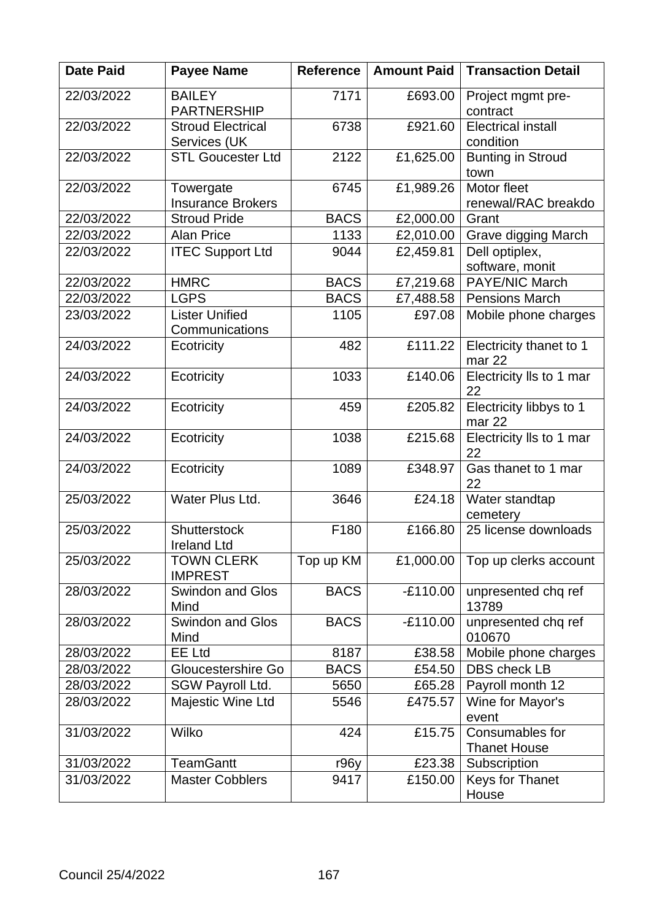| Date Paid | Payee Name | Reference | Amount Paid | Transaction Detail |
|---|---|---|---|---|
| 22/03/2022 | BAILEY PARTNERSHIP | 7171 | £693.00 | Project mgmt pre-contract |
| 22/03/2022 | Stroud Electrical Services (UK | 6738 | £921.60 | Electrical install condition |
| 22/03/2022 | STL Goucester Ltd | 2122 | £1,625.00 | Bunting in Stroud town |
| 22/03/2022 | Towergate Insurance Brokers | 6745 | £1,989.26 | Motor fleet renewal/RAC breakdo |
| 22/03/2022 | Stroud Pride | BACS | £2,000.00 | Grant |
| 22/03/2022 | Alan Price | 1133 | £2,010.00 | Grave digging March |
| 22/03/2022 | ITEC Support Ltd | 9044 | £2,459.81 | Dell optiplex, software, monit |
| 22/03/2022 | HMRC | BACS | £7,219.68 | PAYE/NIC March |
| 22/03/2022 | LGPS | BACS | £7,488.58 | Pensions March |
| 23/03/2022 | Lister Unified Communications | 1105 | £97.08 | Mobile phone charges |
| 24/03/2022 | Ecotricity | 482 | £111.22 | Electricity thanet to 1 mar 22 |
| 24/03/2022 | Ecotricity | 1033 | £140.06 | Electricity lls to 1 mar 22 |
| 24/03/2022 | Ecotricity | 459 | £205.82 | Electricity libbys to 1 mar 22 |
| 24/03/2022 | Ecotricity | 1038 | £215.68 | Electricity lls to 1 mar 22 |
| 24/03/2022 | Ecotricity | 1089 | £348.97 | Gas thanet to 1 mar 22 |
| 25/03/2022 | Water Plus Ltd. | 3646 | £24.18 | Water standtap cemetery |
| 25/03/2022 | Shutterstock Ireland Ltd | F180 | £166.80 | 25 license downloads |
| 25/03/2022 | TOWN CLERK IMPREST | Top up KM | £1,000.00 | Top up clerks account |
| 28/03/2022 | Swindon and Glos Mind | BACS | -£110.00 | unpresented chq ref 13789 |
| 28/03/2022 | Swindon and Glos Mind | BACS | -£110.00 | unpresented chq ref 010670 |
| 28/03/2022 | EE Ltd | 8187 | £38.58 | Mobile phone charges |
| 28/03/2022 | Gloucestershire Go | BACS | £54.50 | DBS check LB |
| 28/03/2022 | SGW Payroll Ltd. | 5650 | £65.28 | Payroll month 12 |
| 28/03/2022 | Majestic Wine Ltd | 5546 | £475.57 | Wine for Mayor's event |
| 31/03/2022 | Wilko | 424 | £15.75 | Consumables for Thanet House |
| 31/03/2022 | TeamGantt | r96y | £23.38 | Subscription |
| 31/03/2022 | Master Cobblers | 9417 | £150.00 | Keys for Thanet House |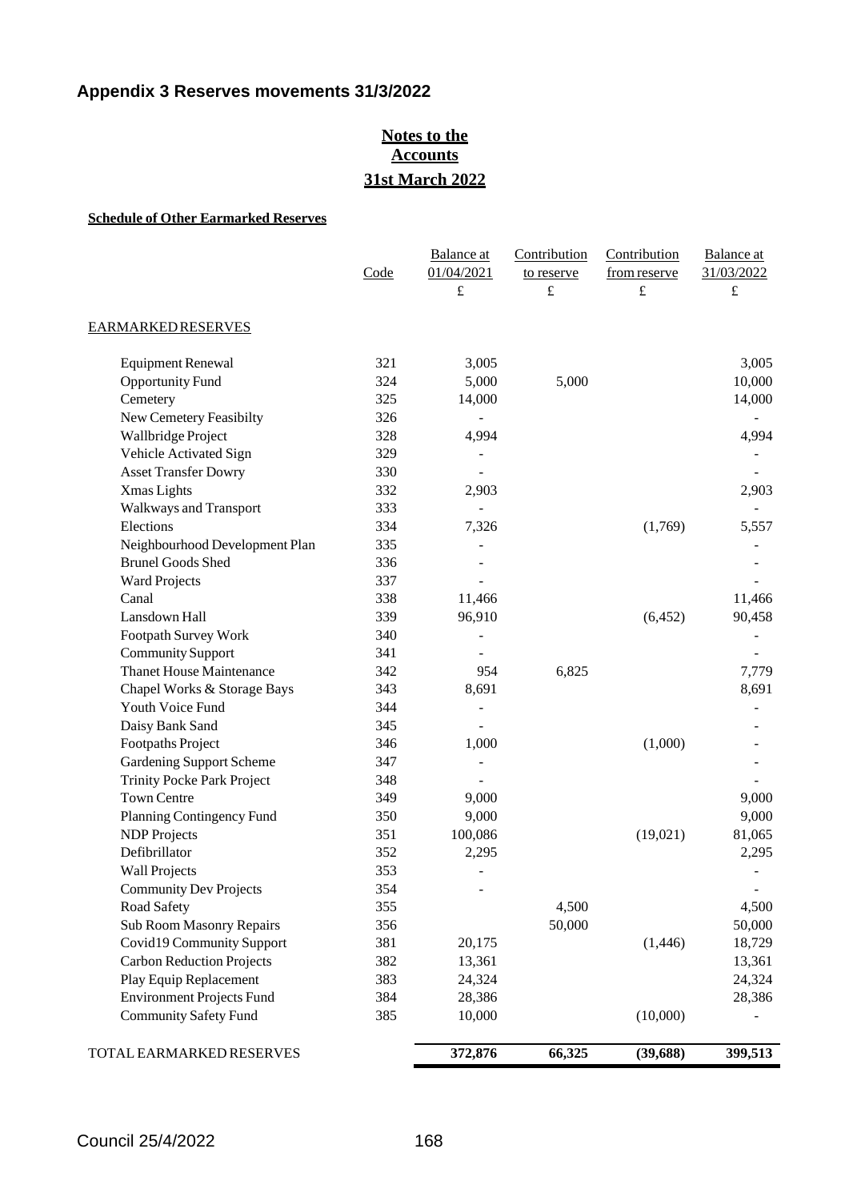## Appendix 3 Reserves movements 31/3/2022

**Notes to the Accounts**
**31st March 2022**

**Schedule of Other Earmarked Reserves**

| | Code | Balance at 01/04/2021 £ | Contribution to reserve £ | Contribution from reserve £ | Balance at 31/03/2022 £ |
|---|---|---|---|---|---|
| EARMARKED RESERVES | | | | | |
| Equipment Renewal | 321 | 3,005 | | | 3,005 |
| Opportunity Fund | 324 | 5,000 | 5,000 | | 10,000 |
| Cemetery | 325 | 14,000 | | | 14,000 |
| New Cemetery Feasibilty | 326 | - | | | - |
| Wallbridge Project | 328 | 4,994 | | | 4,994 |
| Vehicle Activated Sign | 329 | - | | | - |
| Asset Transfer Dowry | 330 | - | | | - |
| Xmas Lights | 332 | 2,903 | | | 2,903 |
| Walkways and Transport | 333 | - | | | - |
| Elections | 334 | 7,326 | | (1,769) | 5,557 |
| Neighbourhood Development Plan | 335 | - | | | - |
| Brunel Goods Shed | 336 | - | | | - |
| Ward Projects | 337 | - | | | - |
| Canal | 338 | 11,466 | | | 11,466 |
| Lansdown Hall | 339 | 96,910 | | (6,452) | 90,458 |
| Footpath Survey Work | 340 | - | | | - |
| Community Support | 341 | - | | | - |
| Thanet House Maintenance | 342 | 954 | 6,825 | | 7,779 |
| Chapel Works & Storage Bays | 343 | 8,691 | | | 8,691 |
| Youth Voice Fund | 344 | - | | | - |
| Daisy Bank Sand | 345 | - | | | - |
| Footpaths Project | 346 | 1,000 | | (1,000) | - |
| Gardening Support Scheme | 347 | - | | | - |
| Trinity Pocke Park Project | 348 | - | | | - |
| Town Centre | 349 | 9,000 | | | 9,000 |
| Planning Contingency Fund | 350 | 9,000 | | | 9,000 |
| NDP Projects | 351 | 100,086 | | (19,021) | 81,065 |
| Defibrillator | 352 | 2,295 | | | 2,295 |
| Wall Projects | 353 | - | | | - |
| Community Dev Projects | 354 | - | | | - |
| Road Safety | 355 | | 4,500 | | 4,500 |
| Sub Room Masonry Repairs | 356 | | 50,000 | | 50,000 |
| Covid19 Community Support | 381 | 20,175 | | (1,446) | 18,729 |
| Carbon Reduction Projects | 382 | 13,361 | | | 13,361 |
| Play Equip Replacement | 383 | 24,324 | | | 24,324 |
| Environment Projects Fund | 384 | 28,386 | | | 28,386 |
| Community Safety Fund | 385 | 10,000 | | (10,000) | - |
| TOTAL EARMARKED RESERVES | | **372,876** | **66,325** | **(39,688)** | **399,513** |

Council 25/4/2022